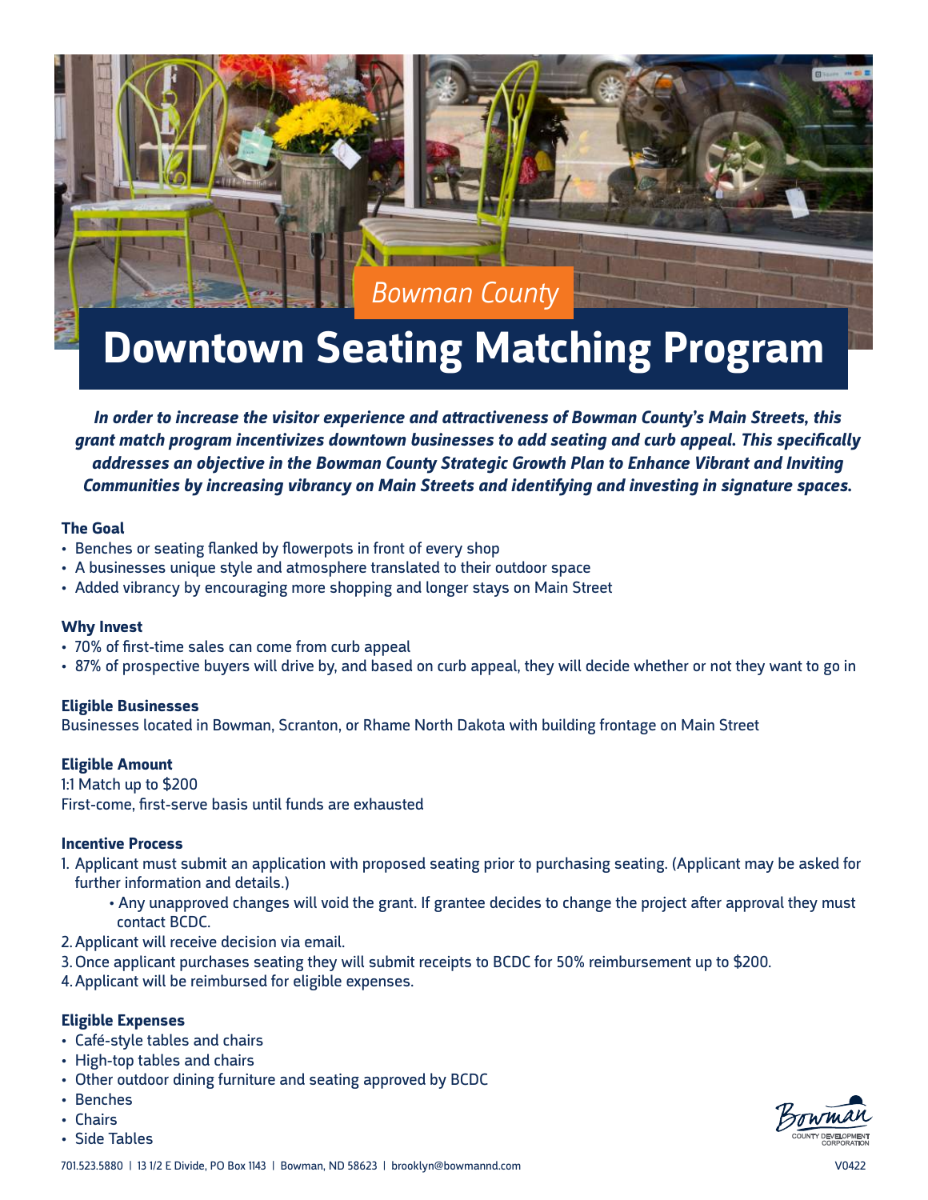Bowman County

# Downtown Seating Matching Program

***In order to increase the visitor experience and attractiveness of Bowman County's Main Streets, this grant match program incentivizes downtown businesses to add seating and curb appeal. This specifically addresses an objective in the Bowman County Strategic Growth Plan to Enhance Vibrant and Inviting Communities by increasing vibrancy on Main Streets and identifying and investing in signature spaces.***

**The Goal**

- Benches or seating flanked by flowerpots in front of every shop
- A businesses unique style and atmosphere translated to their outdoor space
- Added vibrancy by encouraging more shopping and longer stays on Main Street

**Why Invest**

- 70% of first-time sales can come from curb appeal
- 87% of prospective buyers will drive by, and based on curb appeal, they will decide whether or not they want to go in

**Eligible Businesses**

Businesses located in Bowman, Scranton, or Rhame North Dakota with building frontage on Main Street

**Eligible Amount**

1:1 Match up to $200
First-come, first-serve basis until funds are exhausted

**Incentive Process**

1. Applicant must submit an application with proposed seating prior to purchasing seating. (Applicant may be asked for further information and details.)
   - Any unapproved changes will void the grant. If grantee decides to change the project after approval they must contact BCDC.
2. Applicant will receive decision via email.
3. Once applicant purchases seating they will submit receipts to BCDC for 50% reimbursement up to $200.
4. Applicant will be reimbursed for eligible expenses.

**Eligible Expenses**

- Café-style tables and chairs
- High-top tables and chairs
- Other outdoor dining furniture and seating approved by BCDC
- Benches
- Chairs
- Side Tables

Bowman COUNTY DEVELOPMENT CORPORATION

701.523.5880 | 13 1/2 E Divide, PO Box 1143 | Bowman, ND 58623 | brooklyn@bowmannd.com

V0422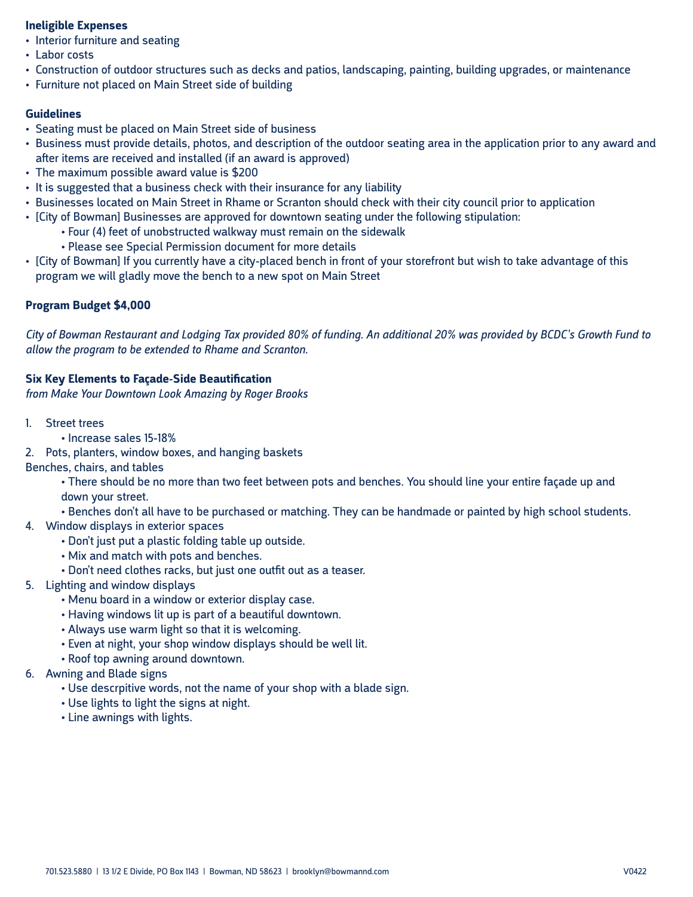**Ineligible Expenses**

- Interior furniture and seating
- Labor costs
- Construction of outdoor structures such as decks and patios, landscaping, painting, building upgrades, or maintenance
- Furniture not placed on Main Street side of building

**Guidelines**

- Seating must be placed on Main Street side of business
- Business must provide details, photos, and description of the outdoor seating area in the application prior to any award and after items are received and installed (if an award is approved)
- The maximum possible award value is $200
- It is suggested that a business check with their insurance for any liability
- Businesses located on Main Street in Rhame or Scranton should check with their city council prior to application
- [City of Bowman] Businesses are approved for downtown seating under the following stipulation:
    - Four (4) feet of unobstructed walkway must remain on the sidewalk
    - Please see Special Permission document for more details
- [City of Bowman] If you currently have a city-placed bench in front of your storefront but wish to take advantage of this program we will gladly move the bench to a new spot on Main Street

**Program Budget $4,000**

*City of Bowman Restaurant and Lodging Tax provided 80% of funding. An additional 20% was provided by BCDC's Growth Fund to allow the program to be extended to Rhame and Scranton.*

**Six Key Elements to Façade-Side Beautification**
*from Make Your Downtown Look Amazing by Roger Brooks*

1. Street trees
    - Increase sales 15-18%
2. Pots, planters, window boxes, and hanging baskets

Benches, chairs, and tables
    - There should be no more than two feet between pots and benches. You should line your entire façade up and down your street.
    - Benches don't all have to be purchased or matching. They can be handmade or painted by high school students.

4. Window displays in exterior spaces
    - Don't just put a plastic folding table up outside.
    - Mix and match with pots and benches.
    - Don't need clothes racks, but just one outfit out as a teaser.
5. Lighting and window displays
    - Menu board in a window or exterior display case.
    - Having windows lit up is part of a beautiful downtown.
    - Always use warm light so that it is welcoming.
    - Even at night, your shop window displays should be well lit.
    - Roof top awning around downtown.
6. Awning and Blade signs
    - Use descrpitive words, not the name of your shop with a blade sign.
    - Use lights to light the signs at night.
    - Line awnings with lights.

701.523.5880 | 13 1/2 E Divide, PO Box 1143 | Bowman, ND 58623 | brooklyn@bowmannd.com V0422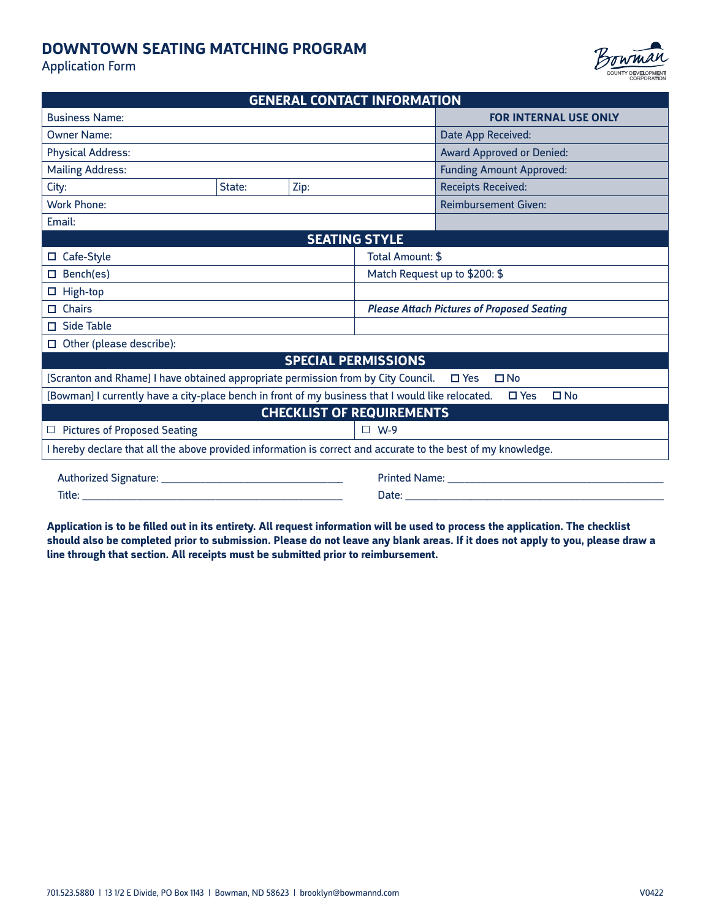# DOWNTOWN SEATING MATCHING PROGRAM

Application Form

| GENERAL CONTACT INFORMATION | | | |
|---|---|---|---|
| Business Name: | | | **FOR INTERNAL USE ONLY** |
| Owner Name: | | | Date App Received: |
| Physical Address: | | | Award Approved or Denied: |
| Mailing Address: | | | Funding Amount Approved: |
| City: | State: | Zip: | Receipts Received: |
| Work Phone: | | | Reimbursement Given: |
| Email: | | | |

| SEATING STYLE | |
|---|---|
| ☐ Cafe-Style | Total Amount: $ |
| ☐ Bench(es) | Match Request up to $200: $ |
| ☐ High-top | |
| ☐ Chairs | *Please Attach Pictures of Proposed Seating* |
| ☐ Side Table | |
| ☐ Other (please describe): | |

| SPECIAL PERMISSIONS |
|---|
| [Scranton and Rhame] I have obtained appropriate permission from by City Council. ☐ Yes ☐ No |
| [Bowman] I currently have a city-place bench in front of my business that I would like relocated. ☐ Yes ☐ No |

| CHECKLIST OF REQUIREMENTS | |
|---|---|
| ☐ Pictures of Proposed Seating | ☐ W-9 |
| I hereby declare that all the above provided information is correct and accurate to the best of my knowledge. | |

Authorized Signature: ________________________________ Printed Name: ________________________________

Title: ________________________________ Date: ________________________________

**Application is to be filled out in its entirety. All request information will be used to process the application. The checklist should also be completed prior to submission. Please do not leave any blank areas. If it does not apply to you, please draw a line through that section. All receipts must be submitted prior to reimbursement.**

701.523.5880 | 13 1/2 E Divide, PO Box 1143 | Bowman, ND 58623 | brooklyn@bowmannd.com

V0422